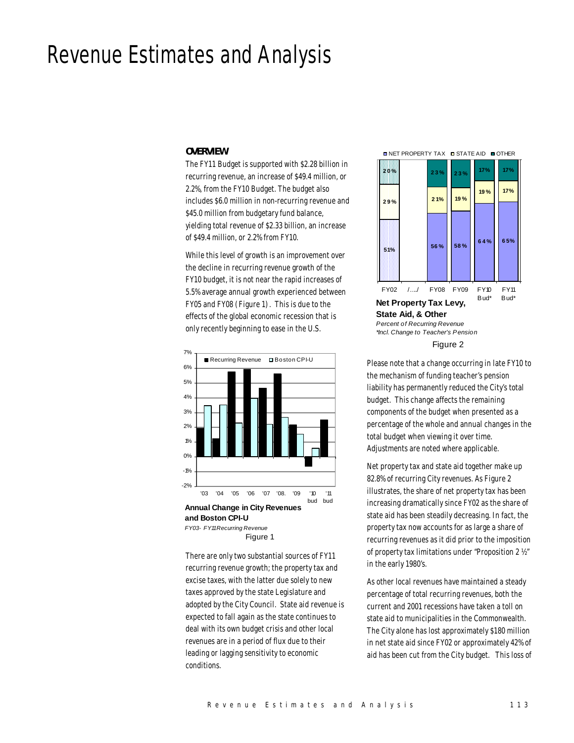# Revenue Estimates and Analysis

## OVERVIEW

The FY11 Budget is supported with $2.28 billion in recurring revenue, an increase of $49.4 million, or 2.2%, from the FY10 Budget. The budget also includes $6.0 million in non-recurring revenue and $45.0 million from budgetary fund balance, yielding total revenue of $2.33 billion, an increase of $49.4 million, or 2.2% from FY10.

While this level of growth is an improvement over the decline in recurring revenue growth of the FY10 budget, it is not near the rapid increases of 5.5% average annual growth experienced between FY05 and FY08 (Figure 1). This is due to the effects of the global economic recession that is only recently beginning to ease in the U.S.

**Annual Change in City Revenues and Boston CPI-U**
*FY03- FY11 Recurring Revenue*
Figure 1

There are only two substantial sources of FY11 recurring revenue growth; the property tax and excise taxes, with the latter due solely to new taxes approved by the state Legislature and adopted by the City Council. State aid revenue is expected to fall again as the state continues to deal with its own budget crisis and other local revenues are in a period of flux due to their leading or lagging sensitivity to economic conditions.

**Net Property Tax Levy, State Aid, & Other**
*Percent of Recurring Revenue*
*\*Incl. Change to Teacher's Pension*
Figure 2

Please note that a change occurring in late FY10 to the mechanism of funding teacher's pension liability has permanently reduced the City's total budget. This change affects the remaining components of the budget when presented as a percentage of the whole and annual changes in the total budget when viewing it over time. Adjustments are noted where applicable.

Net property tax and state aid together make up 82.8% of recurring City revenues. As Figure 2 illustrates, the share of net property tax has been increasing dramatically since FY02 as the share of state aid has been steadily decreasing. In fact, the property tax now accounts for as large a share of recurring revenues as it did prior to the imposition of property tax limitations under "Proposition 2 ½" in the early 1980's.

As other local revenues have maintained a steady percentage of total recurring revenues, both the current and 2001 recessions have taken a toll on state aid to municipalities in the Commonwealth. The City alone has lost approximately $180 million in net state aid since FY02 or approximately 42% of aid has been cut from the City budget. This loss of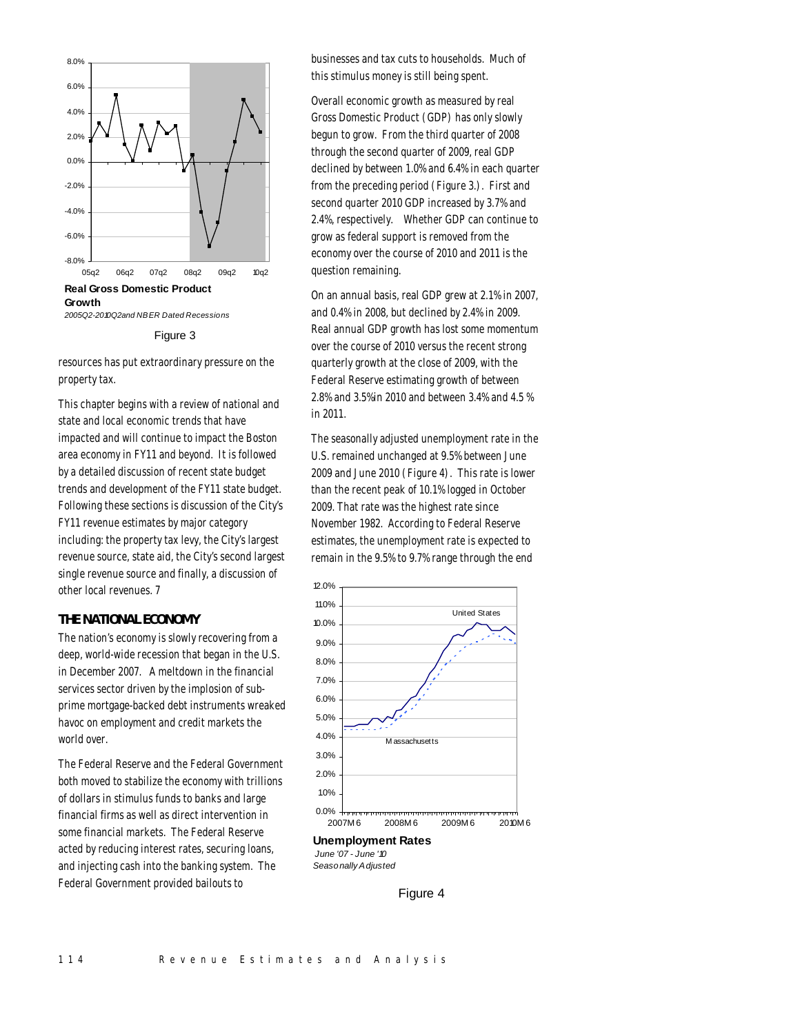**Real Gross Domestic Product Growth**
*2005Q2-2010Q2 and NBER Dated Recessions*

Figure 3

resources has put extraordinary pressure on the property tax.

This chapter begins with a review of national and state and local economic trends that have impacted and will continue to impact the Boston area economy in FY11 and beyond. It is followed by a detailed discussion of recent state budget trends and development of the FY11 state budget. Following these sections is discussion of the City's FY11 revenue estimates by major category including: the property tax levy, the City's largest revenue source, state aid, the City's second largest single revenue source and finally, a discussion of other local revenues. 7

## THE NATIONAL ECONOMY

The nation's economy is slowly recovering from a deep, world-wide recession that began in the U.S. in December 2007. A meltdown in the financial services sector driven by the implosion of sub-prime mortgage-backed debt instruments wreaked havoc on employment and credit markets the world over.

The Federal Reserve and the Federal Government both moved to stabilize the economy with trillions of dollars in stimulus funds to banks and large financial firms as well as direct intervention in some financial markets. The Federal Reserve acted by reducing interest rates, securing loans, and injecting cash into the banking system. The Federal Government provided bailouts to businesses and tax cuts to households. Much of this stimulus money is still being spent.

Overall economic growth as measured by real Gross Domestic Product (GDP) has only slowly begun to grow. From the third quarter of 2008 through the second quarter of 2009, real GDP declined by between 1.0% and 6.4% in each quarter from the preceding period (Figure 3.). First and second quarter 2010 GDP increased by 3.7% and 2.4%, respectively. Whether GDP can continue to grow as federal support is removed from the economy over the course of 2010 and 2011 is the question remaining.

On an annual basis, real GDP grew at 2.1% in 2007, and 0.4% in 2008, but declined by 2.4% in 2009. Real annual GDP growth has lost some momentum over the course of 2010 versus the recent strong quarterly growth at the close of 2009, with the Federal Reserve estimating growth of between 2.8% and 3.5% in 2010 and between 3.4% and 4.5 % in 2011.

The seasonally adjusted unemployment rate in the U.S. remained unchanged at 9.5% between June 2009 and June 2010 (Figure 4). This rate is lower than the recent peak of 10.1% logged in October 2009. That rate was the highest rate since November 1982. According to Federal Reserve estimates, the unemployment rate is expected to remain in the 9.5% to 9.7% range through the end

**Unemployment Rates**
*June '07 - June '10*
*Seasonally Adjusted*

Figure 4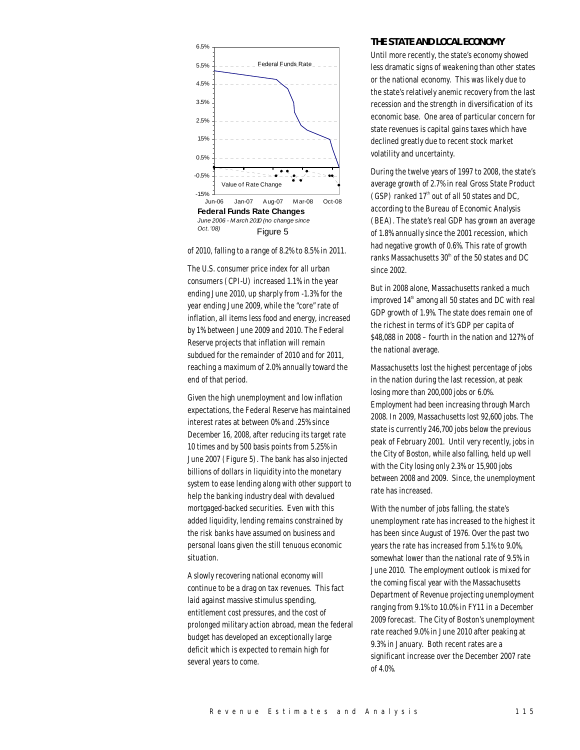Federal Funds Rate Changes
*June 2006 - March 2010 (no change since Oct. '08)*
Figure 5

of 2010, falling to a range of 8.2% to 8.5% in 2011.

The U.S. consumer price index for all urban consumers (CPI-U) increased 1.1% in the year ending June 2010, up sharply from -1.3% for the year ending June 2009, while the "core" rate of inflation, all items less food and energy, increased by 1% between June 2009 and 2010. The Federal Reserve projects that inflation will remain subdued for the remainder of 2010 and for 2011, reaching a maximum of 2.0% annually toward the end of that period.

Given the high unemployment and low inflation expectations, the Federal Reserve has maintained interest rates at between 0% and .25% since December 16, 2008, after reducing its target rate 10 times and by 500 basis points from 5.25% in June 2007 (Figure 5). The bank has also injected billions of dollars in liquidity into the monetary system to ease lending along with other support to help the banking industry deal with devalued mortgaged-backed securities. Even with this added liquidity, lending remains constrained by the risk banks have assumed on business and personal loans given the still tenuous economic situation.

A slowly recovering national economy will continue to be a drag on tax revenues. This fact laid against massive stimulus spending, entitlement cost pressures, and the cost of prolonged military action abroad, mean the federal budget has developed an exceptionally large deficit which is expected to remain high for several years to come.

## THE STATE AND LOCAL ECONOMY

Until more recently, the state's economy showed less dramatic signs of weakening than other states or the national economy. This was likely due to the state's relatively anemic recovery from the last recession and the strength in diversification of its economic base. One area of particular concern for state revenues is capital gains taxes which have declined greatly due to recent stock market volatility and uncertainty.

During the twelve years of 1997 to 2008, the state's average growth of 2.7% in real Gross State Product (GSP) ranked 17th out of all 50 states and DC, according to the Bureau of Economic Analysis (BEA). The state's real GDP has grown an average of 1.8% annually since the 2001 recession, which had negative growth of 0.6%. This rate of growth ranks Massachusetts 30th of the 50 states and DC since 2002.

But in 2008 alone, Massachusetts ranked a much improved 14th among all 50 states and DC with real GDP growth of 1.9%. The state does remain one of the richest in terms of it's GDP per capita of $48,088 in 2008 – fourth in the nation and 127% of the national average.

Massachusetts lost the highest percentage of jobs in the nation during the last recession, at peak losing more than 200,000 jobs or 6.0%. Employment had been increasing through March 2008. In 2009, Massachusetts lost 92,600 jobs. The state is currently 246,700 jobs below the previous peak of February 2001. Until very recently, jobs in the City of Boston, while also falling, held up well with the City losing only 2.3% or 15,900 jobs between 2008 and 2009. Since, the unemployment rate has increased.

With the number of jobs falling, the state's unemployment rate has increased to the highest it has been since August of 1976. Over the past two years the rate has increased from 5.1% to 9.0%, somewhat lower than the national rate of 9.5% in June 2010. The employment outlook is mixed for the coming fiscal year with the Massachusetts Department of Revenue projecting unemployment ranging from 9.1% to 10.0% in FY11 in a December 2009 forecast. The City of Boston's unemployment rate reached 9.0% in June 2010 after peaking at 9.3% in January. Both recent rates are a significant increase over the December 2007 rate of 4.0%.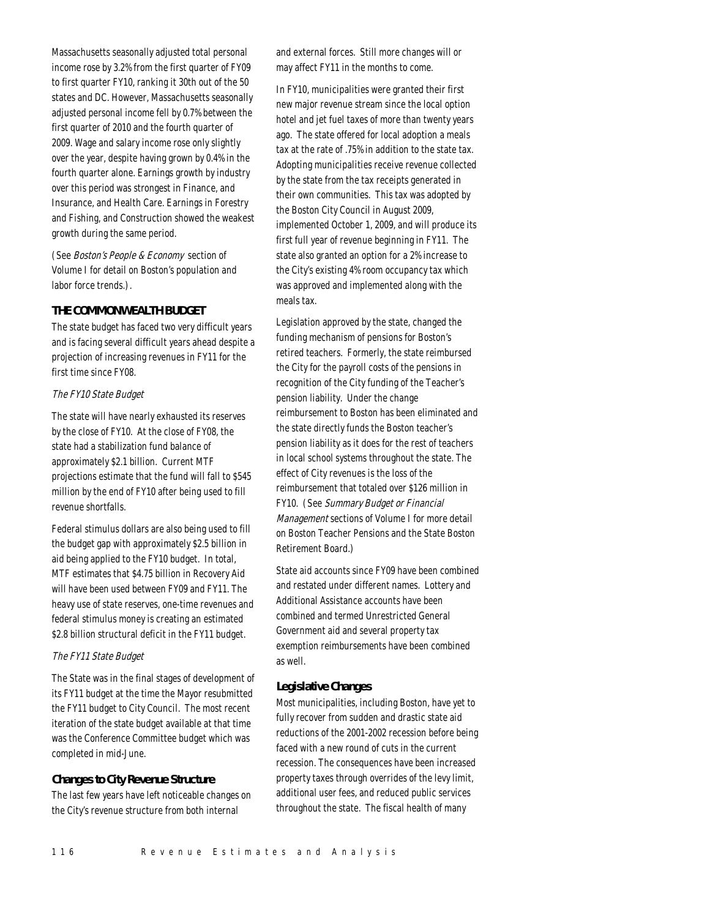Massachusetts seasonally adjusted total personal income rose by 3.2% from the first quarter of FY09 to first quarter FY10, ranking it 30th out of the 50 states and DC. However, Massachusetts seasonally adjusted personal income fell by 0.7% between the first quarter of 2010 and the fourth quarter of 2009. Wage and salary income rose only slightly over the year, despite having grown by 0.4% in the fourth quarter alone. Earnings growth by industry over this period was strongest in Finance, and Insurance, and Health Care. Earnings in Forestry and Fishing, and Construction showed the weakest growth during the same period.

(See *Boston's People & Economy* section of Volume I for detail on Boston's population and labor force trends.).

## THE COMMONWEALTH BUDGET

The state budget has faced two very difficult years and is facing several difficult years ahead despite a projection of increasing revenues in FY11 for the first time since FY08.

### *The FY10 State Budget*

The state will have nearly exhausted its reserves by the close of FY10. At the close of FY08, the state had a stabilization fund balance of approximately $2.1 billion. Current MTF projections estimate that the fund will fall to $545 million by the end of FY10 after being used to fill revenue shortfalls.

Federal stimulus dollars are also being used to fill the budget gap with approximately $2.5 billion in aid being applied to the FY10 budget. In total, MTF estimates that $4.75 billion in Recovery Aid will have been used between FY09 and FY11. The heavy use of state reserves, one-time revenues and federal stimulus money is creating an estimated $2.8 billion structural deficit in the FY11 budget.

### *The FY11 State Budget*

The State was in the final stages of development of its FY11 budget at the time the Mayor resubmitted the FY11 budget to City Council. The most recent iteration of the state budget available at that time was the Conference Committee budget which was completed in mid-June.

## Changes to City Revenue Structure

The last few years have left noticeable changes on the City's revenue structure from both internal and external forces. Still more changes will or may affect FY11 in the months to come.

In FY10, municipalities were granted their first new major revenue stream since the local option hotel and jet fuel taxes of more than twenty years ago. The state offered for local adoption a meals tax at the rate of .75% in addition to the state tax. Adopting municipalities receive revenue collected by the state from the tax receipts generated in their own communities. This tax was adopted by the Boston City Council in August 2009, implemented October 1, 2009, and will produce its first full year of revenue beginning in FY11. The state also granted an option for a 2% increase to the City's existing 4% room occupancy tax which was approved and implemented along with the meals tax.

Legislation approved by the state, changed the funding mechanism of pensions for Boston's retired teachers. Formerly, the state reimbursed the City for the payroll costs of the pensions in recognition of the City funding of the Teacher's pension liability. Under the change reimbursement to Boston has been eliminated and the state directly funds the Boston teacher's pension liability as it does for the rest of teachers in local school systems throughout the state. The effect of City revenues is the loss of the reimbursement that totaled over $126 million in FY10. (See *Summary Budget or Financial Management* sections of Volume I for more detail on Boston Teacher Pensions and the State Boston Retirement Board.)

State aid accounts since FY09 have been combined and restated under different names. Lottery and Additional Assistance accounts have been combined and termed Unrestricted General Government aid and several property tax exemption reimbursements have been combined as well.

## Legislative Changes

Most municipalities, including Boston, have yet to fully recover from sudden and drastic state aid reductions of the 2001-2002 recession before being faced with a new round of cuts in the current recession. The consequences have been increased property taxes through overrides of the levy limit, additional user fees, and reduced public services throughout the state. The fiscal health of many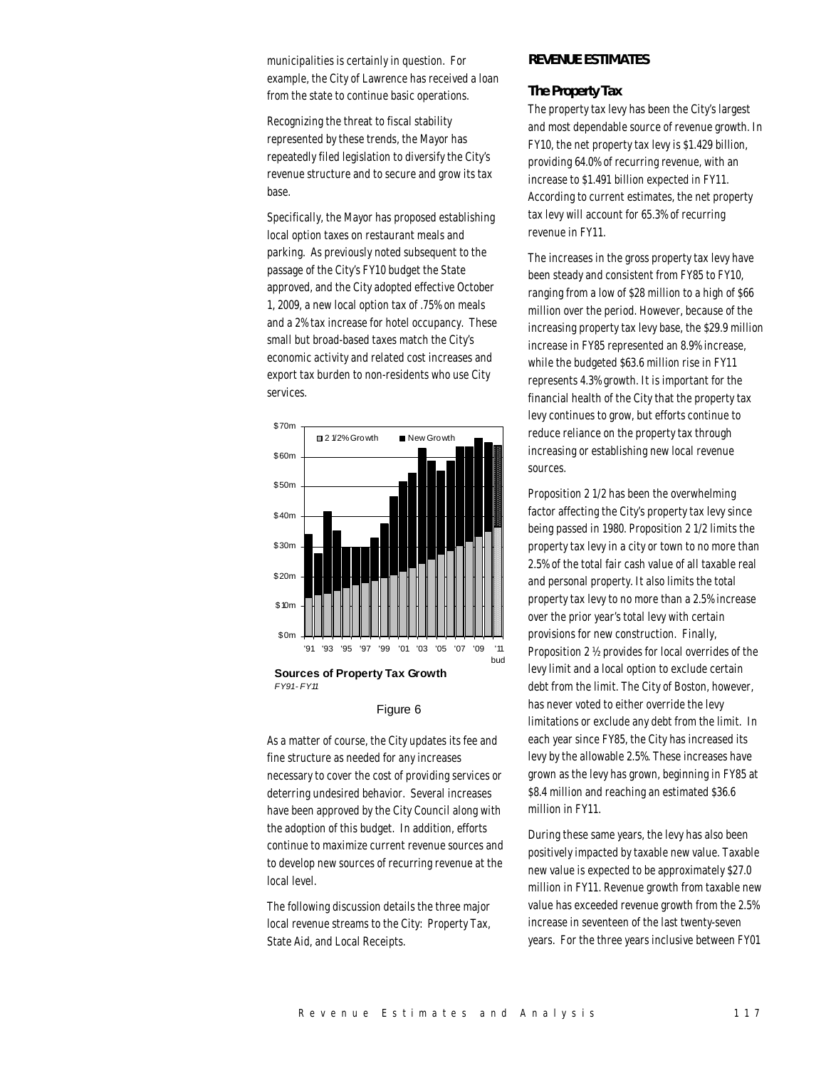municipalities is certainly in question. For example, the City of Lawrence has received a loan from the state to continue basic operations.

Recognizing the threat to fiscal stability represented by these trends, the Mayor has repeatedly filed legislation to diversify the City's revenue structure and to secure and grow its tax base.

Specifically, the Mayor has proposed establishing local option taxes on restaurant meals and parking. As previously noted subsequent to the passage of the City's FY10 budget the State approved, and the City adopted effective October 1, 2009, a new local option tax of .75% on meals and a 2% tax increase for hotel occupancy. These small but broad-based taxes match the City's economic activity and related cost increases and export tax burden to non-residents who use City services.

**Sources of Property Tax Growth**
*FY91 - FY11*

Figure 6

As a matter of course, the City updates its fee and fine structure as needed for any increases necessary to cover the cost of providing services or deterring undesired behavior. Several increases have been approved by the City Council along with the adoption of this budget. In addition, efforts continue to maximize current revenue sources and to develop new sources of recurring revenue at the local level.

The following discussion details the three major local revenue streams to the City: Property Tax, State Aid, and Local Receipts.

## REVENUE ESTIMATES

### The Property Tax

The property tax levy has been the City's largest and most dependable source of revenue growth. In FY10, the net property tax levy is $1.429 billion, providing 64.0% of recurring revenue, with an increase to $1.491 billion expected in FY11. According to current estimates, the net property tax levy will account for 65.3% of recurring revenue in FY11.

The increases in the gross property tax levy have been steady and consistent from FY85 to FY10, ranging from a low of $28 million to a high of $66 million over the period. However, because of the increasing property tax levy base, the $29.9 million increase in FY85 represented an 8.9% increase, while the budgeted $63.6 million rise in FY11 represents 4.3% growth. It is important for the financial health of the City that the property tax levy continues to grow, but efforts continue to reduce reliance on the property tax through increasing or establishing new local revenue sources.

Proposition 2 1/2 has been the overwhelming factor affecting the City's property tax levy since being passed in 1980. Proposition 2 1/2 limits the property tax levy in a city or town to no more than 2.5% of the total fair cash value of all taxable real and personal property. It also limits the total property tax levy to no more than a 2.5% increase over the prior year's total levy with certain provisions for new construction. Finally, Proposition 2 ½ provides for local overrides of the levy limit and a local option to exclude certain debt from the limit. The City of Boston, however, has never voted to either override the levy limitations or exclude any debt from the limit. In each year since FY85, the City has increased its levy by the allowable 2.5%. These increases have grown as the levy has grown, beginning in FY85 at $8.4 million and reaching an estimated $36.6 million in FY11.

During these same years, the levy has also been positively impacted by taxable new value. Taxable new value is expected to be approximately $27.0 million in FY11. Revenue growth from taxable new value has exceeded revenue growth from the 2.5% increase in seventeen of the last twenty-seven years. For the three years inclusive between FY01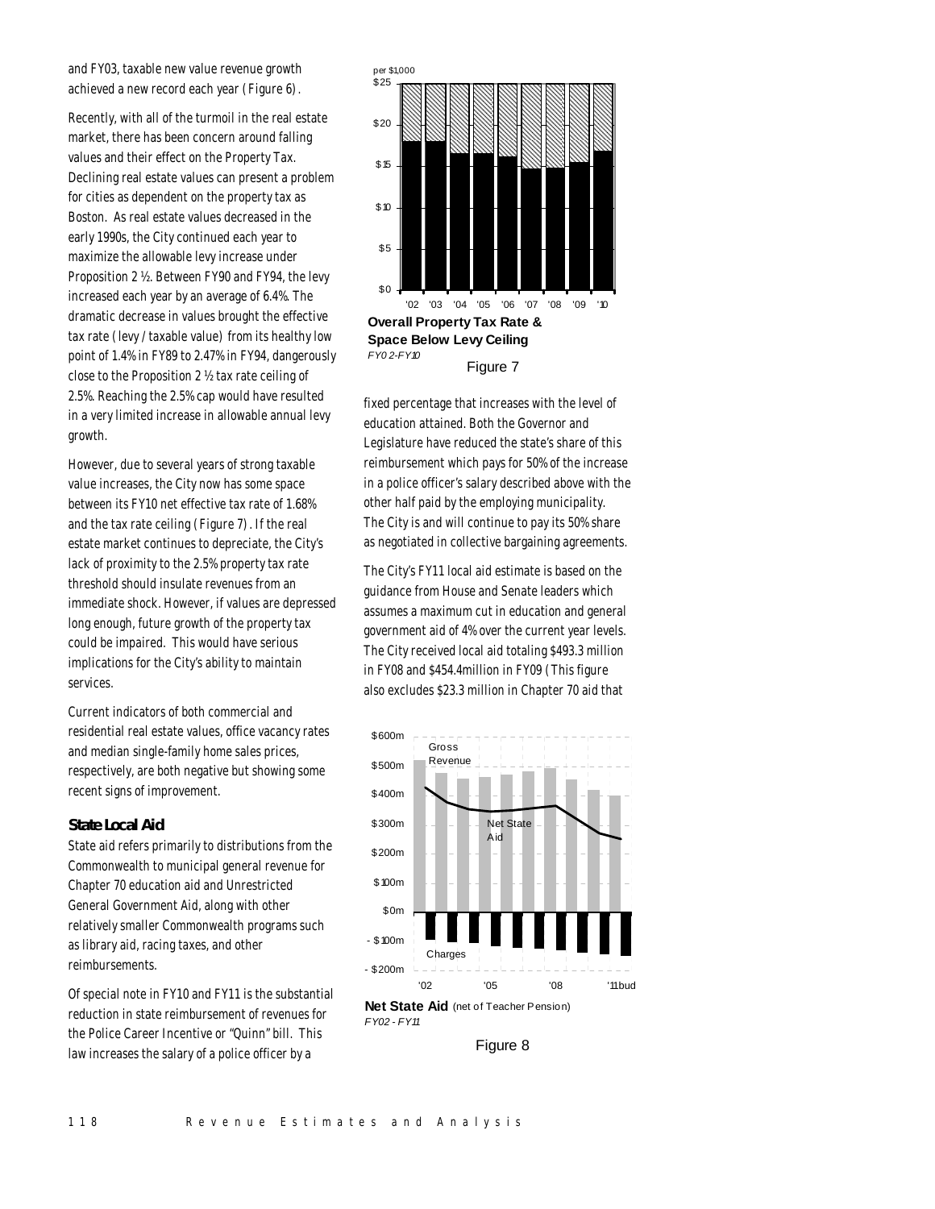and FY03, taxable new value revenue growth achieved a new record each year (Figure 6).

Recently, with all of the turmoil in the real estate market, there has been concern around falling values and their effect on the Property Tax. Declining real estate values can present a problem for cities as dependent on the property tax as Boston. As real estate values decreased in the early 1990s, the City continued each year to maximize the allowable levy increase under Proposition 2 ½. Between FY90 and FY94, the levy increased each year by an average of 6.4%. The dramatic decrease in values brought the effective tax rate (levy / taxable value) from its healthy low point of 1.4% in FY89 to 2.47% in FY94, dangerously close to the Proposition 2 ½ tax rate ceiling of 2.5%. Reaching the 2.5% cap would have resulted in a very limited increase in allowable annual levy growth.

However, due to several years of strong taxable value increases, the City now has some space between its FY10 net effective tax rate of 1.68% and the tax rate ceiling (Figure 7). If the real estate market continues to depreciate, the City's lack of proximity to the 2.5% property tax rate threshold should insulate revenues from an immediate shock. However, if values are depressed long enough, future growth of the property tax could be impaired. This would have serious implications for the City's ability to maintain services.

Current indicators of both commercial and residential real estate values, office vacancy rates and median single-family home sales prices, respectively, are both negative but showing some recent signs of improvement.

### State Local Aid

State aid refers primarily to distributions from the Commonwealth to municipal general revenue for Chapter 70 education aid and Unrestricted General Government Aid, along with other relatively smaller Commonwealth programs such as library aid, racing taxes, and other reimbursements.

Of special note in FY10 and FY11 is the substantial reduction in state reimbursement of revenues for the Police Career Incentive or "Quinn" bill. This law increases the salary of a police officer by a fixed percentage that increases with the level of education attained. Both the Governor and Legislature have reduced the state's share of this reimbursement which pays for 50% of the increase in a police officer's salary described above with the other half paid by the employing municipality. The City is and will continue to pay its 50% share as negotiated in collective bargaining agreements.

The City's FY11 local aid estimate is based on the guidance from House and Senate leaders which assumes a maximum cut in education and general government aid of 4% over the current year levels. The City received local aid totaling $493.3 million in FY08 and $454.4million in FY09 (This figure also excludes $23.3 million in Chapter 70 aid that

**Overall Property Tax Rate & Space Below Levy Ceiling**
*FY02-FY10*

Figure 7

**Net State Aid** (net of Teacher Pension)
*FY02 - FY11*

Figure 8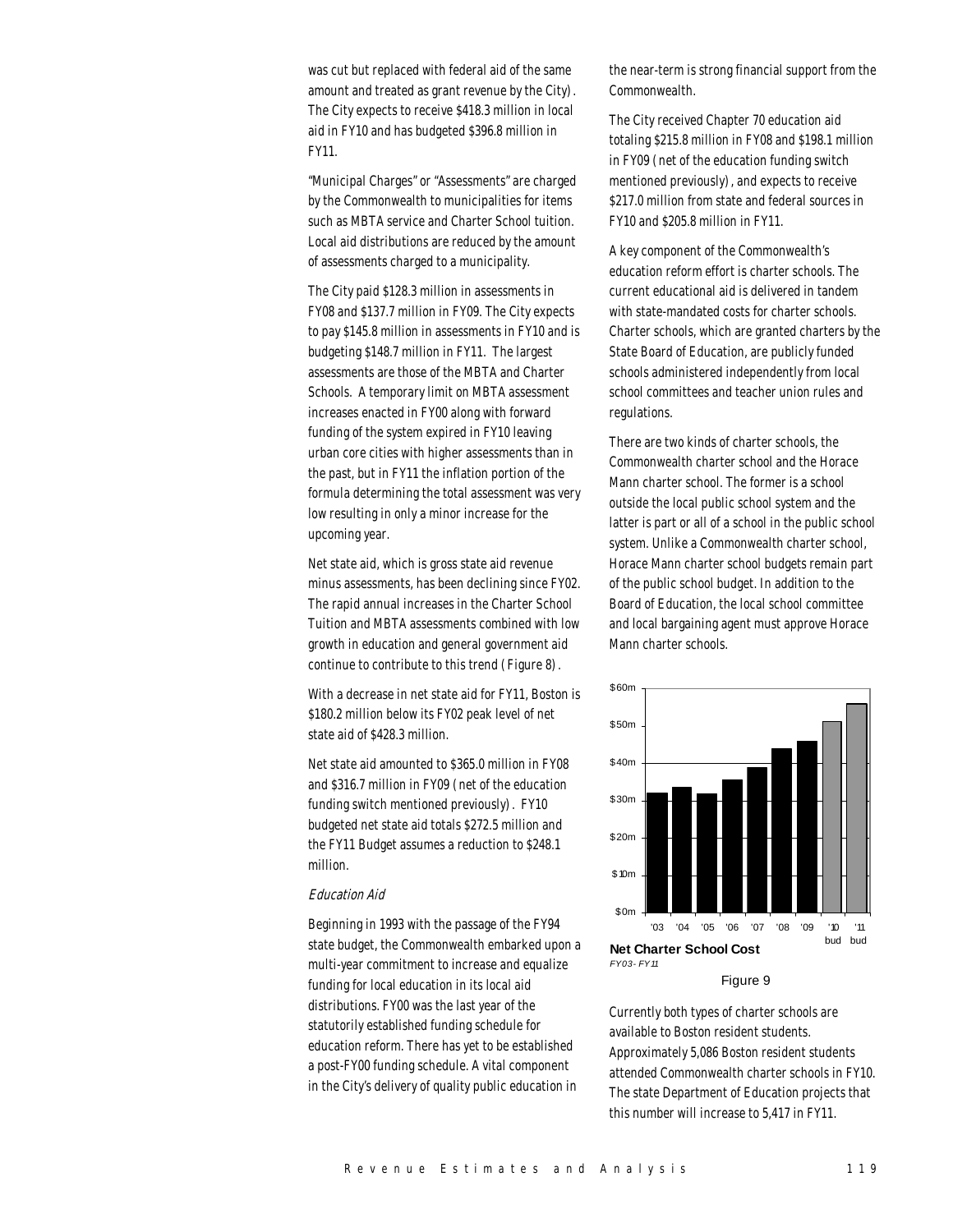was cut but replaced with federal aid of the same amount and treated as grant revenue by the City). The City expects to receive $418.3 million in local aid in FY10 and has budgeted $396.8 million in FY11.

"Municipal Charges" or "Assessments" are charged by the Commonwealth to municipalities for items such as MBTA service and Charter School tuition. Local aid distributions are reduced by the amount of assessments charged to a municipality.

The City paid $128.3 million in assessments in FY08 and $137.7 million in FY09. The City expects to pay $145.8 million in assessments in FY10 and is budgeting $148.7 million in FY11. The largest assessments are those of the MBTA and Charter Schools. A temporary limit on MBTA assessment increases enacted in FY00 along with forward funding of the system expired in FY10 leaving urban core cities with higher assessments than in the past, but in FY11 the inflation portion of the formula determining the total assessment was very low resulting in only a minor increase for the upcoming year.

Net state aid, which is gross state aid revenue minus assessments, has been declining since FY02. The rapid annual increases in the Charter School Tuition and MBTA assessments combined with low growth in education and general government aid continue to contribute to this trend (Figure 8).

With a decrease in net state aid for FY11, Boston is $180.2 million below its FY02 peak level of net state aid of $428.3 million.

Net state aid amounted to $365.0 million in FY08 and $316.7 million in FY09 (net of the education funding switch mentioned previously). FY10 budgeted net state aid totals $272.5 million and the FY11 Budget assumes a reduction to $248.1 million.

*Education Aid*

Beginning in 1993 with the passage of the FY94 state budget, the Commonwealth embarked upon a multi-year commitment to increase and equalize funding for local education in its local aid distributions. FY00 was the last year of the statutorily established funding schedule for education reform. There has yet to be established a post-FY00 funding schedule. A vital component in the City's delivery of quality public education in the near-term is strong financial support from the Commonwealth.

The City received Chapter 70 education aid totaling $215.8 million in FY08 and $198.1 million in FY09 (net of the education funding switch mentioned previously), and expects to receive $217.0 million from state and federal sources in FY10 and $205.8 million in FY11.

A key component of the Commonwealth's education reform effort is charter schools. The current educational aid is delivered in tandem with state-mandated costs for charter schools. Charter schools, which are granted charters by the State Board of Education, are publicly funded schools administered independently from local school committees and teacher union rules and regulations.

There are two kinds of charter schools, the Commonwealth charter school and the Horace Mann charter school. The former is a school outside the local public school system and the latter is part or all of a school in the public school system. Unlike a Commonwealth charter school, Horace Mann charter school budgets remain part of the public school budget. In addition to the Board of Education, the local school committee and local bargaining agent must approve Horace Mann charter schools.

**Net Charter School Cost**
*FY03 - FY11*

Figure 9

Currently both types of charter schools are available to Boston resident students. Approximately 5,086 Boston resident students attended Commonwealth charter schools in FY10. The state Department of Education projects that this number will increase to 5,417 in FY11.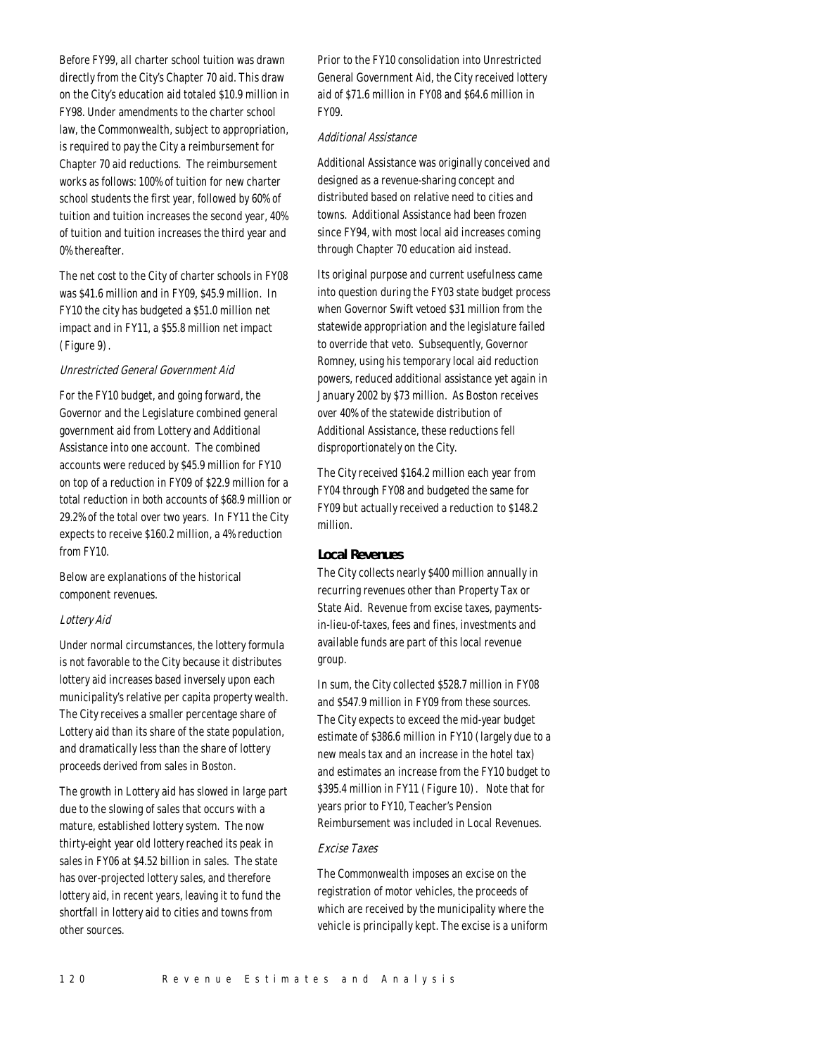Before FY99, all charter school tuition was drawn directly from the City's Chapter 70 aid. This draw on the City's education aid totaled $10.9 million in FY98. Under amendments to the charter school law, the Commonwealth, subject to appropriation, is required to pay the City a reimbursement for Chapter 70 aid reductions. The reimbursement works as follows: 100% of tuition for new charter school students the first year, followed by 60% of tuition and tuition increases the second year, 40% of tuition and tuition increases the third year and 0% thereafter.

The net cost to the City of charter schools in FY08 was $41.6 million and in FY09, $45.9 million. In FY10 the city has budgeted a $51.0 million net impact and in FY11, a $55.8 million net impact (Figure 9).

### *Unrestricted General Government Aid*

For the FY10 budget, and going forward, the Governor and the Legislature combined general government aid from Lottery and Additional Assistance into one account. The combined accounts were reduced by $45.9 million for FY10 on top of a reduction in FY09 of $22.9 million for a total reduction in both accounts of $68.9 million or 29.2% of the total over two years. In FY11 the City expects to receive $160.2 million, a 4% reduction from FY10.

Below are explanations of the historical component revenues.

### *Lottery Aid*

Under normal circumstances, the lottery formula is not favorable to the City because it distributes lottery aid increases based inversely upon each municipality's relative per capita property wealth. The City receives a smaller percentage share of Lottery aid than its share of the state population, and dramatically less than the share of lottery proceeds derived from sales in Boston.

The growth in Lottery aid has slowed in large part due to the slowing of sales that occurs with a mature, established lottery system. The now thirty-eight year old lottery reached its peak in sales in FY06 at $4.52 billion in sales. The state has over-projected lottery sales, and therefore lottery aid, in recent years, leaving it to fund the shortfall in lottery aid to cities and towns from other sources.

Prior to the FY10 consolidation into Unrestricted General Government Aid, the City received lottery aid of $71.6 million in FY08 and $64.6 million in FY09.

### *Additional Assistance*

Additional Assistance was originally conceived and designed as a revenue-sharing concept and distributed based on relative need to cities and towns. Additional Assistance had been frozen since FY94, with most local aid increases coming through Chapter 70 education aid instead.

Its original purpose and current usefulness came into question during the FY03 state budget process when Governor Swift vetoed $31 million from the statewide appropriation and the legislature failed to override that veto. Subsequently, Governor Romney, using his temporary local aid reduction powers, reduced additional assistance yet again in January 2002 by $73 million. As Boston receives over 40% of the statewide distribution of Additional Assistance, these reductions fell disproportionately on the City.

The City received $164.2 million each year from FY04 through FY08 and budgeted the same for FY09 but actually received a reduction to $148.2 million.

## Local Revenues

The City collects nearly $400 million annually in recurring revenues other than Property Tax or State Aid. Revenue from excise taxes, payments-in-lieu-of-taxes, fees and fines, investments and available funds are part of this local revenue group.

In sum, the City collected $528.7 million in FY08 and $547.9 million in FY09 from these sources. The City expects to exceed the mid-year budget estimate of $386.6 million in FY10 (largely due to a new meals tax and an increase in the hotel tax) and estimates an increase from the FY10 budget to $395.4 million in FY11 (Figure 10). Note that for years prior to FY10, Teacher's Pension Reimbursement was included in Local Revenues.

### *Excise Taxes*

The Commonwealth imposes an excise on the registration of motor vehicles, the proceeds of which are received by the municipality where the vehicle is principally kept. The excise is a uniform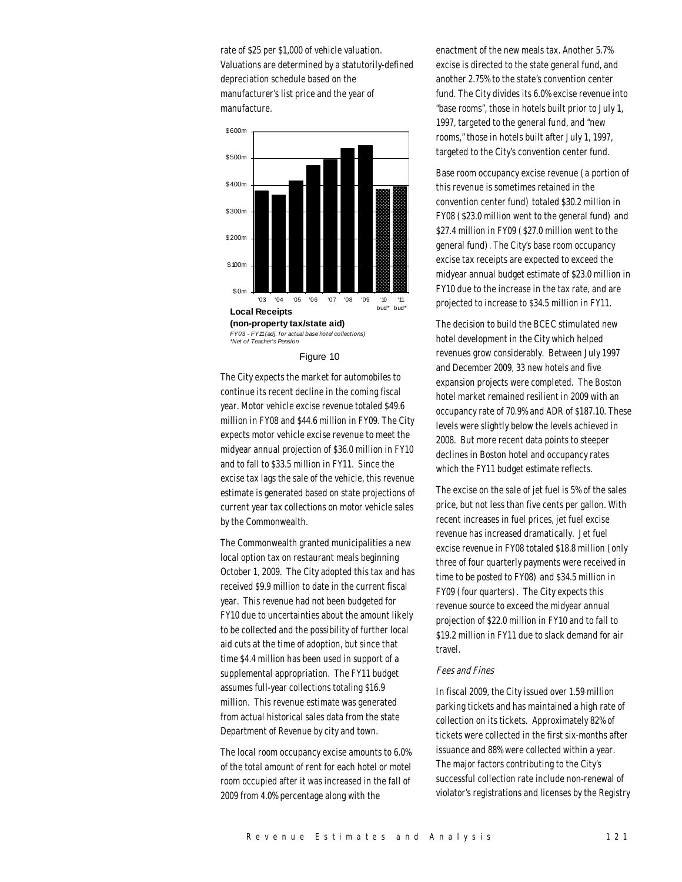rate of $25 per $1,000 of vehicle valuation. Valuations are determined by a statutorily-defined depreciation schedule based on the manufacturer's list price and the year of manufacture.

**Local Receipts (non-property tax/state aid)**

*FY03 - FY11 (adj. for actual base hotel collections)*
*\*Net of Teacher's Pension*

Figure 10

The City expects the market for automobiles to continue its recent decline in the coming fiscal year. Motor vehicle excise revenue totaled $49.6 million in FY08 and $44.6 million in FY09. The City expects motor vehicle excise revenue to meet the midyear annual projection of $36.0 million in FY10 and to fall to $33.5 million in FY11. Since the excise tax lags the sale of the vehicle, this revenue estimate is generated based on state projections of current year tax collections on motor vehicle sales by the Commonwealth.

The Commonwealth granted municipalities a new local option tax on restaurant meals beginning October 1, 2009. The City adopted this tax and has received $9.9 million to date in the current fiscal year. This revenue had not been budgeted for FY10 due to uncertainties about the amount likely to be collected and the possibility of further local aid cuts at the time of adoption, but since that time $4.4 million has been used in support of a supplemental appropriation. The FY11 budget assumes full-year collections totaling $16.9 million. This revenue estimate was generated from actual historical sales data from the state Department of Revenue by city and town.

The local room occupancy excise amounts to 6.0% of the total amount of rent for each hotel or motel room occupied after it was increased in the fall of 2009 from 4.0% percentage along with the enactment of the new meals tax. Another 5.7% excise is directed to the state general fund, and another 2.75% to the state's convention center fund. The City divides its 6.0% excise revenue into "base rooms", those in hotels built prior to July 1, 1997, targeted to the general fund, and "new rooms," those in hotels built after July 1, 1997, targeted to the City's convention center fund.

Base room occupancy excise revenue (a portion of this revenue is sometimes retained in the convention center fund) totaled $30.2 million in FY08 ($23.0 million went to the general fund) and $27.4 million in FY09 ($27.0 million went to the general fund). The City's base room occupancy excise tax receipts are expected to exceed the midyear annual budget estimate of $23.0 million in FY10 due to the increase in the tax rate, and are projected to increase to $34.5 million in FY11.

The decision to build the BCEC stimulated new hotel development in the City which helped revenues grow considerably. Between July 1997 and December 2009, 33 new hotels and five expansion projects were completed. The Boston hotel market remained resilient in 2009 with an occupancy rate of 70.9% and ADR of $187.10. These levels were slightly below the levels achieved in 2008. But more recent data points to steeper declines in Boston hotel and occupancy rates which the FY11 budget estimate reflects.

The excise on the sale of jet fuel is 5% of the sales price, but not less than five cents per gallon. With recent increases in fuel prices, jet fuel excise revenue has increased dramatically. Jet fuel excise revenue in FY08 totaled $18.8 million (only three of four quarterly payments were received in time to be posted to FY08) and $34.5 million in FY09 (four quarters). The City expects this revenue source to exceed the midyear annual projection of $22.0 million in FY10 and to fall to $19.2 million in FY11 due to slack demand for air travel.

### *Fees and Fines*

In fiscal 2009, the City issued over 1.59 million parking tickets and has maintained a high rate of collection on its tickets. Approximately 82% of tickets were collected in the first six-months after issuance and 88% were collected within a year. The major factors contributing to the City's successful collection rate include non-renewal of violator's registrations and licenses by the Registry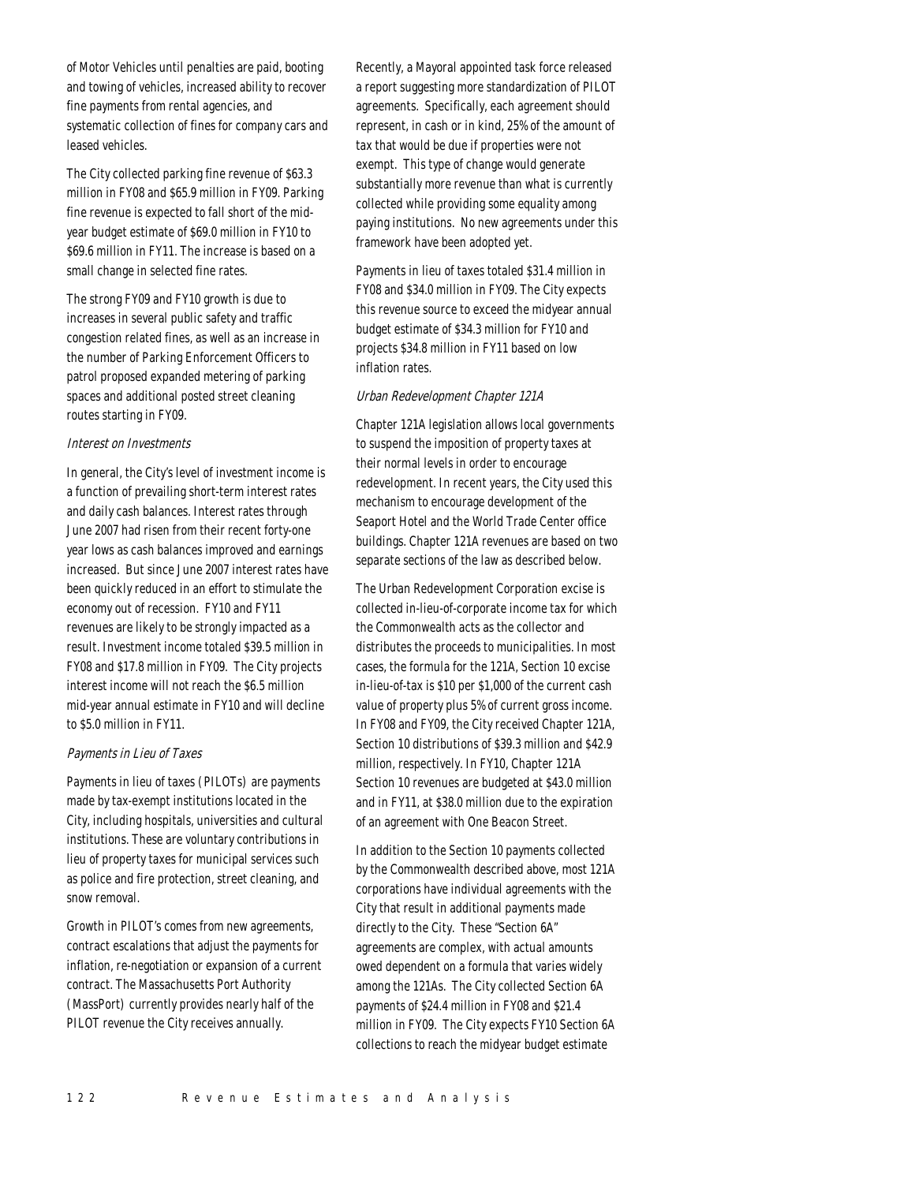of Motor Vehicles until penalties are paid, booting and towing of vehicles, increased ability to recover fine payments from rental agencies, and systematic collection of fines for company cars and leased vehicles.

The City collected parking fine revenue of $63.3 million in FY08 and $65.9 million in FY09. Parking fine revenue is expected to fall short of the mid-year budget estimate of $69.0 million in FY10 to $69.6 million in FY11. The increase is based on a small change in selected fine rates.

The strong FY09 and FY10 growth is due to increases in several public safety and traffic congestion related fines, as well as an increase in the number of Parking Enforcement Officers to patrol proposed expanded metering of parking spaces and additional posted street cleaning routes starting in FY09.

### *Interest on Investments*

In general, the City's level of investment income is a function of prevailing short-term interest rates and daily cash balances. Interest rates through June 2007 had risen from their recent forty-one year lows as cash balances improved and earnings increased. But since June 2007 interest rates have been quickly reduced in an effort to stimulate the economy out of recession. FY10 and FY11 revenues are likely to be strongly impacted as a result. Investment income totaled $39.5 million in FY08 and $17.8 million in FY09. The City projects interest income will not reach the $6.5 million mid-year annual estimate in FY10 and will decline to $5.0 million in FY11.

### *Payments in Lieu of Taxes*

Payments in lieu of taxes (PILOTs) are payments made by tax-exempt institutions located in the City, including hospitals, universities and cultural institutions. These are voluntary contributions in lieu of property taxes for municipal services such as police and fire protection, street cleaning, and snow removal.

Growth in PILOT's comes from new agreements, contract escalations that adjust the payments for inflation, re-negotiation or expansion of a current contract. The Massachusetts Port Authority (MassPort) currently provides nearly half of the PILOT revenue the City receives annually.

Recently, a Mayoral appointed task force released a report suggesting more standardization of PILOT agreements. Specifically, each agreement should represent, in cash or in kind, 25% of the amount of tax that would be due if properties were not exempt. This type of change would generate substantially more revenue than what is currently collected while providing some equality among paying institutions. No new agreements under this framework have been adopted yet.

Payments in lieu of taxes totaled $31.4 million in FY08 and $34.0 million in FY09. The City expects this revenue source to exceed the midyear annual budget estimate of $34.3 million for FY10 and projects $34.8 million in FY11 based on low inflation rates.

### *Urban Redevelopment Chapter 121A*

Chapter 121A legislation allows local governments to suspend the imposition of property taxes at their normal levels in order to encourage redevelopment. In recent years, the City used this mechanism to encourage development of the Seaport Hotel and the World Trade Center office buildings. Chapter 121A revenues are based on two separate sections of the law as described below.

The Urban Redevelopment Corporation excise is collected in-lieu-of-corporate income tax for which the Commonwealth acts as the collector and distributes the proceeds to municipalities. In most cases, the formula for the 121A, Section 10 excise in-lieu-of-tax is $10 per $1,000 of the current cash value of property plus 5% of current gross income. In FY08 and FY09, the City received Chapter 121A, Section 10 distributions of $39.3 million and $42.9 million, respectively. In FY10, Chapter 121A Section 10 revenues are budgeted at $43.0 million and in FY11, at $38.0 million due to the expiration of an agreement with One Beacon Street.

In addition to the Section 10 payments collected by the Commonwealth described above, most 121A corporations have individual agreements with the City that result in additional payments made directly to the City. These "Section 6A" agreements are complex, with actual amounts owed dependent on a formula that varies widely among the 121As. The City collected Section 6A payments of $24.4 million in FY08 and $21.4 million in FY09. The City expects FY10 Section 6A collections to reach the midyear budget estimate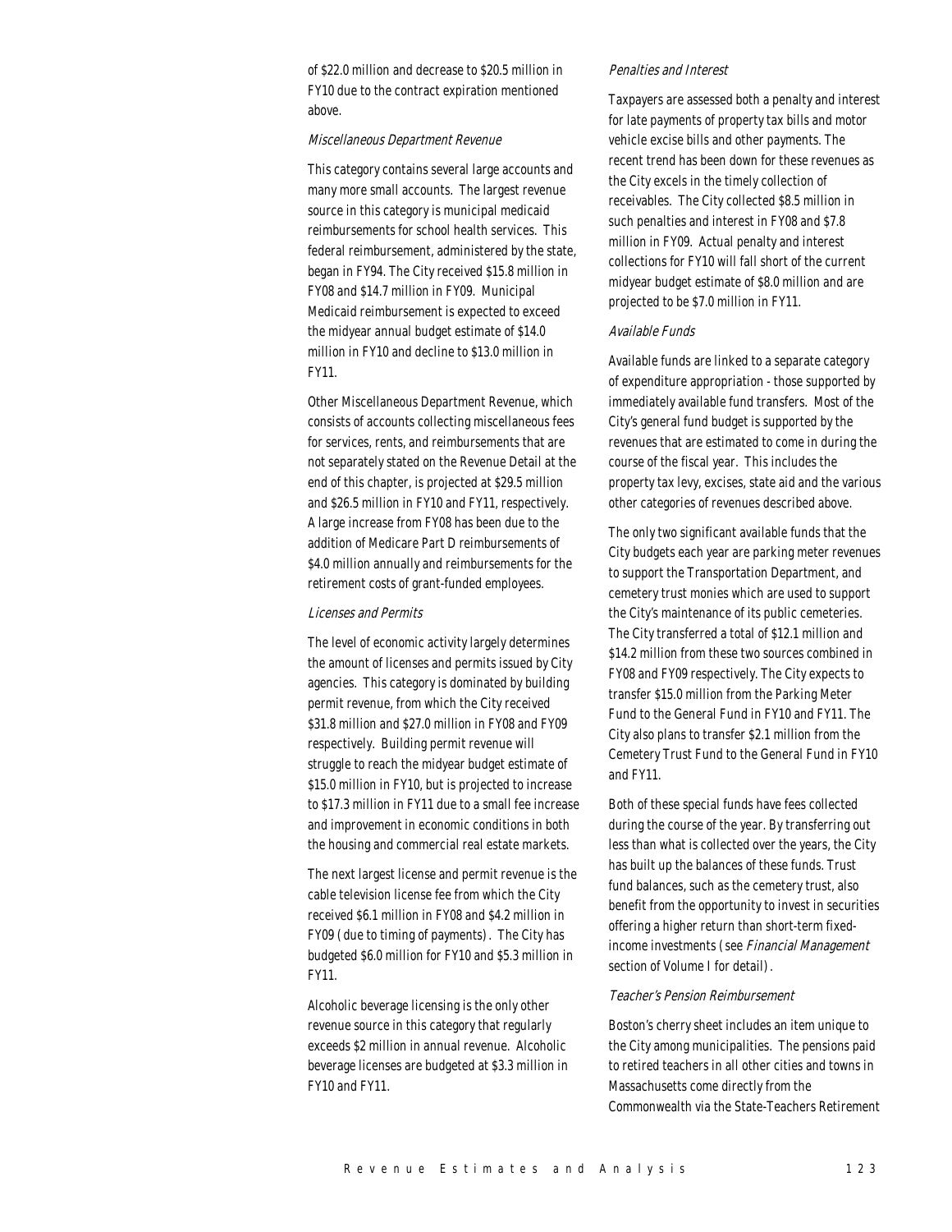of $22.0 million and decrease to $20.5 million in FY10 due to the contract expiration mentioned above.

### *Miscellaneous Department Revenue*

This category contains several large accounts and many more small accounts. The largest revenue source in this category is municipal medicaid reimbursements for school health services. This federal reimbursement, administered by the state, began in FY94. The City received $15.8 million in FY08 and $14.7 million in FY09. Municipal Medicaid reimbursement is expected to exceed the midyear annual budget estimate of $14.0 million in FY10 and decline to $13.0 million in FY11.

Other Miscellaneous Department Revenue, which consists of accounts collecting miscellaneous fees for services, rents, and reimbursements that are not separately stated on the Revenue Detail at the end of this chapter, is projected at $29.5 million and $26.5 million in FY10 and FY11, respectively. A large increase from FY08 has been due to the addition of Medicare Part D reimbursements of $4.0 million annually and reimbursements for the retirement costs of grant-funded employees.

### *Licenses and Permits*

The level of economic activity largely determines the amount of licenses and permits issued by City agencies. This category is dominated by building permit revenue, from which the City received $31.8 million and $27.0 million in FY08 and FY09 respectively. Building permit revenue will struggle to reach the midyear budget estimate of $15.0 million in FY10, but is projected to increase to $17.3 million in FY11 due to a small fee increase and improvement in economic conditions in both the housing and commercial real estate markets.

The next largest license and permit revenue is the cable television license fee from which the City received $6.1 million in FY08 and $4.2 million in FY09 (due to timing of payments). The City has budgeted $6.0 million for FY10 and $5.3 million in FY11.

Alcoholic beverage licensing is the only other revenue source in this category that regularly exceeds $2 million in annual revenue. Alcoholic beverage licenses are budgeted at $3.3 million in FY10 and FY11.

### *Penalties and Interest*

Taxpayers are assessed both a penalty and interest for late payments of property tax bills and motor vehicle excise bills and other payments. The recent trend has been down for these revenues as the City excels in the timely collection of receivables. The City collected $8.5 million in such penalties and interest in FY08 and $7.8 million in FY09. Actual penalty and interest collections for FY10 will fall short of the current midyear budget estimate of $8.0 million and are projected to be $7.0 million in FY11.

### *Available Funds*

Available funds are linked to a separate category of expenditure appropriation - those supported by immediately available fund transfers. Most of the City's general fund budget is supported by the revenues that are estimated to come in during the course of the fiscal year. This includes the property tax levy, excises, state aid and the various other categories of revenues described above.

The only two significant available funds that the City budgets each year are parking meter revenues to support the Transportation Department, and cemetery trust monies which are used to support the City's maintenance of its public cemeteries. The City transferred a total of $12.1 million and $14.2 million from these two sources combined in FY08 and FY09 respectively. The City expects to transfer $15.0 million from the Parking Meter Fund to the General Fund in FY10 and FY11. The City also plans to transfer $2.1 million from the Cemetery Trust Fund to the General Fund in FY10 and FY11.

Both of these special funds have fees collected during the course of the year. By transferring out less than what is collected over the years, the City has built up the balances of these funds. Trust fund balances, such as the cemetery trust, also benefit from the opportunity to invest in securities offering a higher return than short-term fixed-income investments (see *Financial Management* section of Volume I for detail).

### *Teacher's Pension Reimbursement*

Boston's cherry sheet includes an item unique to the City among municipalities. The pensions paid to retired teachers in all other cities and towns in Massachusetts come directly from the Commonwealth via the State-Teachers Retirement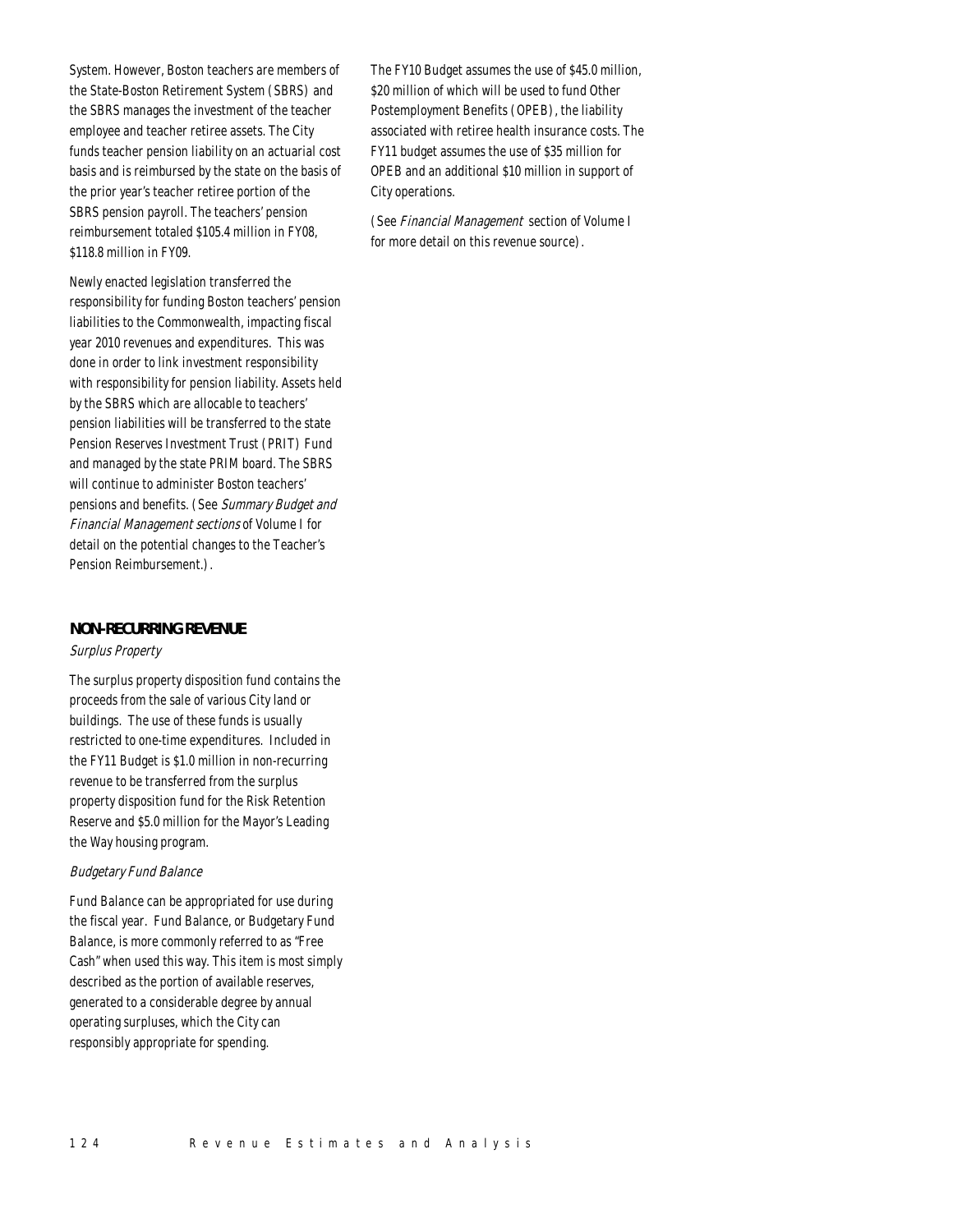System. However, Boston teachers are members of the State-Boston Retirement System (SBRS) and the SBRS manages the investment of the teacher employee and teacher retiree assets. The City funds teacher pension liability on an actuarial cost basis and is reimbursed by the state on the basis of the prior year's teacher retiree portion of the SBRS pension payroll. The teachers' pension reimbursement totaled $105.4 million in FY08, $118.8 million in FY09.

Newly enacted legislation transferred the responsibility for funding Boston teachers' pension liabilities to the Commonwealth, impacting fiscal year 2010 revenues and expenditures. This was done in order to link investment responsibility with responsibility for pension liability. Assets held by the SBRS which are allocable to teachers' pension liabilities will be transferred to the state Pension Reserves Investment Trust (PRIT) Fund and managed by the state PRIM board. The SBRS will continue to administer Boston teachers' pensions and benefits. (See *Summary Budget and Financial Management sections* of Volume I for detail on the potential changes to the Teacher's Pension Reimbursement.).

## NON-RECURRING REVENUE

*Surplus Property*

The surplus property disposition fund contains the proceeds from the sale of various City land or buildings. The use of these funds is usually restricted to one-time expenditures. Included in the FY11 Budget is $1.0 million in non-recurring revenue to be transferred from the surplus property disposition fund for the Risk Retention Reserve and $5.0 million for the Mayor's Leading the Way housing program.

*Budgetary Fund Balance*

Fund Balance can be appropriated for use during the fiscal year. Fund Balance, or Budgetary Fund Balance, is more commonly referred to as "Free Cash" when used this way. This item is most simply described as the portion of available reserves, generated to a considerable degree by annual operating surpluses, which the City can responsibly appropriate for spending.

The FY10 Budget assumes the use of $45.0 million, $20 million of which will be used to fund Other Postemployment Benefits (OPEB), the liability associated with retiree health insurance costs. The FY11 budget assumes the use of $35 million for OPEB and an additional $10 million in support of City operations.

(See *Financial Management* section of Volume I for more detail on this revenue source).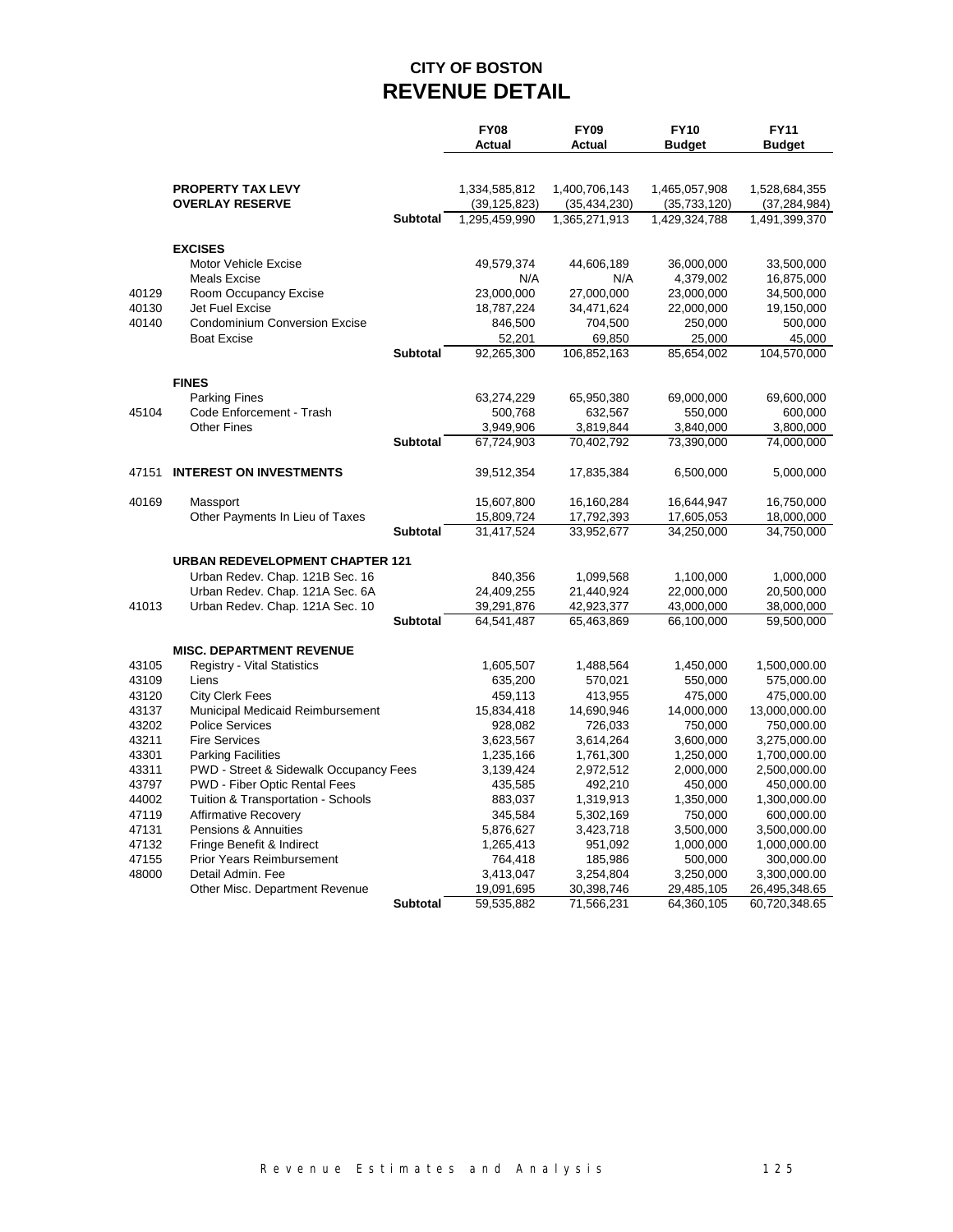# CITY OF BOSTON
## REVENUE DETAIL

| | | | FY08 Actual | FY09 Actual | FY10 Budget | FY11 Budget |
|---|---|---|---|---|---|---|
| | **PROPERTY TAX LEVY** | | 1,334,585,812 | 1,400,706,143 | 1,465,057,908 | 1,528,684,355 |
| | **OVERLAY RESERVE** | | (39,125,823) | (35,434,230) | (35,733,120) | (37,284,984) |
| | | **Subtotal** | 1,295,459,990 | 1,365,271,913 | 1,429,324,788 | 1,491,399,370 |
| | **EXCISES** | | | | | |
| | Motor Vehicle Excise | | 49,579,374 | 44,606,189 | 36,000,000 | 33,500,000 |
| | Meals Excise | | N/A | N/A | 4,379,002 | 16,875,000 |
| 40129 | Room Occupancy Excise | | 23,000,000 | 27,000,000 | 23,000,000 | 34,500,000 |
| 40130 | Jet Fuel Excise | | 18,787,224 | 34,471,624 | 22,000,000 | 19,150,000 |
| 40140 | Condominium Conversion Excise | | 846,500 | 704,500 | 250,000 | 500,000 |
| | Boat Excise | | 52,201 | 69,850 | 25,000 | 45,000 |
| | | **Subtotal** | 92,265,300 | 106,852,163 | 85,654,002 | 104,570,000 |
| | **FINES** | | | | | |
| | Parking Fines | | 63,274,229 | 65,950,380 | 69,000,000 | 69,600,000 |
| 45104 | Code Enforcement - Trash | | 500,768 | 632,567 | 550,000 | 600,000 |
| | Other Fines | | 3,949,906 | 3,819,844 | 3,840,000 | 3,800,000 |
| | | **Subtotal** | 67,724,903 | 70,402,792 | 73,390,000 | 74,000,000 |
| 47151 | **INTEREST ON INVESTMENTS** | | 39,512,354 | 17,835,384 | 6,500,000 | 5,000,000 |
| 40169 | Massport | | 15,607,800 | 16,160,284 | 16,644,947 | 16,750,000 |
| | Other Payments In Lieu of Taxes | | 15,809,724 | 17,792,393 | 17,605,053 | 18,000,000 |
| | | **Subtotal** | 31,417,524 | 33,952,677 | 34,250,000 | 34,750,000 |
| | **URBAN REDEVELOPMENT CHAPTER 121** | | | | | |
| | Urban Redev. Chap. 121B Sec. 16 | | 840,356 | 1,099,568 | 1,100,000 | 1,000,000 |
| | Urban Redev. Chap. 121A Sec. 6A | | 24,409,255 | 21,440,924 | 22,000,000 | 20,500,000 |
| 41013 | Urban Redev. Chap. 121A Sec. 10 | | 39,291,876 | 42,923,377 | 43,000,000 | 38,000,000 |
| | | **Subtotal** | 64,541,487 | 65,463,869 | 66,100,000 | 59,500,000 |
| | **MISC. DEPARTMENT REVENUE** | | | | | |
| 43105 | Registry - Vital Statistics | | 1,605,507 | 1,488,564 | 1,450,000 | 1,500,000.00 |
| 43109 | Liens | | 635,200 | 570,021 | 550,000 | 575,000.00 |
| 43120 | City Clerk Fees | | 459,113 | 413,955 | 475,000 | 475,000.00 |
| 43137 | Municipal Medicaid Reimbursement | | 15,834,418 | 14,690,946 | 14,000,000 | 13,000,000.00 |
| 43202 | Police Services | | 928,082 | 726,033 | 750,000 | 750,000.00 |
| 43211 | Fire Services | | 3,623,567 | 3,614,264 | 3,600,000 | 3,275,000.00 |
| 43301 | Parking Facilities | | 1,235,166 | 1,761,300 | 1,250,000 | 1,700,000.00 |
| 43311 | PWD - Street & Sidewalk Occupancy Fees | | 3,139,424 | 2,972,512 | 2,000,000 | 2,500,000.00 |
| 43797 | PWD - Fiber Optic Rental Fees | | 435,585 | 492,210 | 450,000 | 450,000.00 |
| 44002 | Tuition & Transportation - Schools | | 883,037 | 1,319,913 | 1,350,000 | 1,300,000.00 |
| 47119 | Affirmative Recovery | | 345,584 | 5,302,169 | 750,000 | 600,000.00 |
| 47131 | Pensions & Annuities | | 5,876,627 | 3,423,718 | 3,500,000 | 3,500,000.00 |
| 47132 | Fringe Benefit & Indirect | | 1,265,413 | 951,092 | 1,000,000 | 1,000,000.00 |
| 47155 | Prior Years Reimbursement | | 764,418 | 185,986 | 500,000 | 300,000.00 |
| 48000 | Detail Admin. Fee | | 3,413,047 | 3,254,804 | 3,250,000 | 3,300,000.00 |
| | Other Misc. Department Revenue | | 19,091,695 | 30,398,746 | 29,485,105 | 26,495,348.65 |
| | | **Subtotal** | 59,535,882 | 71,566,231 | 64,360,105 | 60,720,348.65 |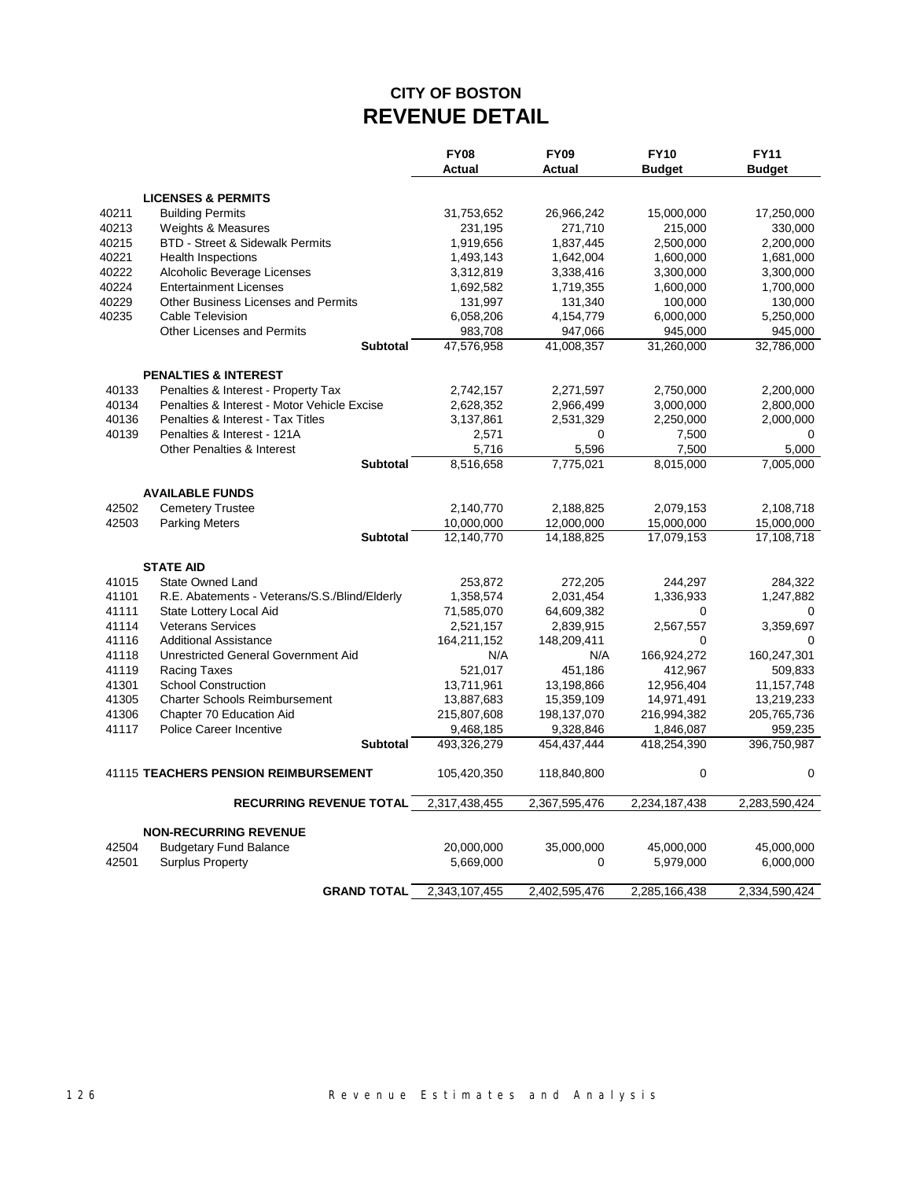# CITY OF BOSTON
# REVENUE DETAIL

| | | FY08 Actual | FY09 Actual | FY10 Budget | FY11 Budget |
|---|---|---|---|---|---|
| | **LICENSES & PERMITS** | | | | |
| 40211 | Building Permits | 31,753,652 | 26,966,242 | 15,000,000 | 17,250,000 |
| 40213 | Weights & Measures | 231,195 | 271,710 | 215,000 | 330,000 |
| 40215 | BTD - Street & Sidewalk Permits | 1,919,656 | 1,837,445 | 2,500,000 | 2,200,000 |
| 40221 | Health Inspections | 1,493,143 | 1,642,004 | 1,600,000 | 1,681,000 |
| 40222 | Alcoholic Beverage Licenses | 3,312,819 | 3,338,416 | 3,300,000 | 3,300,000 |
| 40224 | Entertainment Licenses | 1,692,582 | 1,719,355 | 1,600,000 | 1,700,000 |
| 40229 | Other Business Licenses and Permits | 131,997 | 131,340 | 100,000 | 130,000 |
| 40235 | Cable Television | 6,058,206 | 4,154,779 | 6,000,000 | 5,250,000 |
| | Other Licenses and Permits | 983,708 | 947,066 | 945,000 | 945,000 |
| | **Subtotal** | 47,576,958 | 41,008,357 | 31,260,000 | 32,786,000 |
| | **PENALTIES & INTEREST** | | | | |
| 40133 | Penalties & Interest - Property Tax | 2,742,157 | 2,271,597 | 2,750,000 | 2,200,000 |
| 40134 | Penalties & Interest - Motor Vehicle Excise | 2,628,352 | 2,966,499 | 3,000,000 | 2,800,000 |
| 40136 | Penalties & Interest - Tax Titles | 3,137,861 | 2,531,329 | 2,250,000 | 2,000,000 |
| 40139 | Penalties & Interest - 121A | 2,571 | 0 | 7,500 | 0 |
| | Other Penalties & Interest | 5,716 | 5,596 | 7,500 | 5,000 |
| | **Subtotal** | 8,516,658 | 7,775,021 | 8,015,000 | 7,005,000 |
| | **AVAILABLE FUNDS** | | | | |
| 42502 | Cemetery Trustee | 2,140,770 | 2,188,825 | 2,079,153 | 2,108,718 |
| 42503 | Parking Meters | 10,000,000 | 12,000,000 | 15,000,000 | 15,000,000 |
| | **Subtotal** | 12,140,770 | 14,188,825 | 17,079,153 | 17,108,718 |
| | **STATE AID** | | | | |
| 41015 | State Owned Land | 253,872 | 272,205 | 244,297 | 284,322 |
| 41101 | R.E. Abatements - Veterans/S.S./Blind/Elderly | 1,358,574 | 2,031,454 | 1,336,933 | 1,247,882 |
| 41111 | State Lottery Local Aid | 71,585,070 | 64,609,382 | 0 | 0 |
| 41114 | Veterans Services | 2,521,157 | 2,839,915 | 2,567,557 | 3,359,697 |
| 41116 | Additional Assistance | 164,211,152 | 148,209,411 | 0 | 0 |
| 41118 | Unrestricted General Government Aid | N/A | N/A | 166,924,272 | 160,247,301 |
| 41119 | Racing Taxes | 521,017 | 451,186 | 412,967 | 509,833 |
| 41301 | School Construction | 13,711,961 | 13,198,866 | 12,956,404 | 11,157,748 |
| 41305 | Charter Schools Reimbursement | 13,887,683 | 15,359,109 | 14,971,491 | 13,219,233 |
| 41306 | Chapter 70 Education Aid | 215,807,608 | 198,137,070 | 216,994,382 | 205,765,736 |
| 41117 | Police Career Incentive | 9,468,185 | 9,328,846 | 1,846,087 | 959,235 |
| | **Subtotal** | 493,326,279 | 454,437,444 | 418,254,390 | 396,750,987 |
| 41115 | **TEACHERS PENSION REIMBURSEMENT** | 105,420,350 | 118,840,800 | 0 | 0 |
| | **RECURRING REVENUE TOTAL** | 2,317,438,455 | 2,367,595,476 | 2,234,187,438 | 2,283,590,424 |
| | **NON-RECURRING REVENUE** | | | | |
| 42504 | Budgetary Fund Balance | 20,000,000 | 35,000,000 | 45,000,000 | 45,000,000 |
| 42501 | Surplus Property | 5,669,000 | 0 | 5,979,000 | 6,000,000 |
| | **GRAND TOTAL** | 2,343,107,455 | 2,402,595,476 | 2,285,166,438 | 2,334,590,424 |